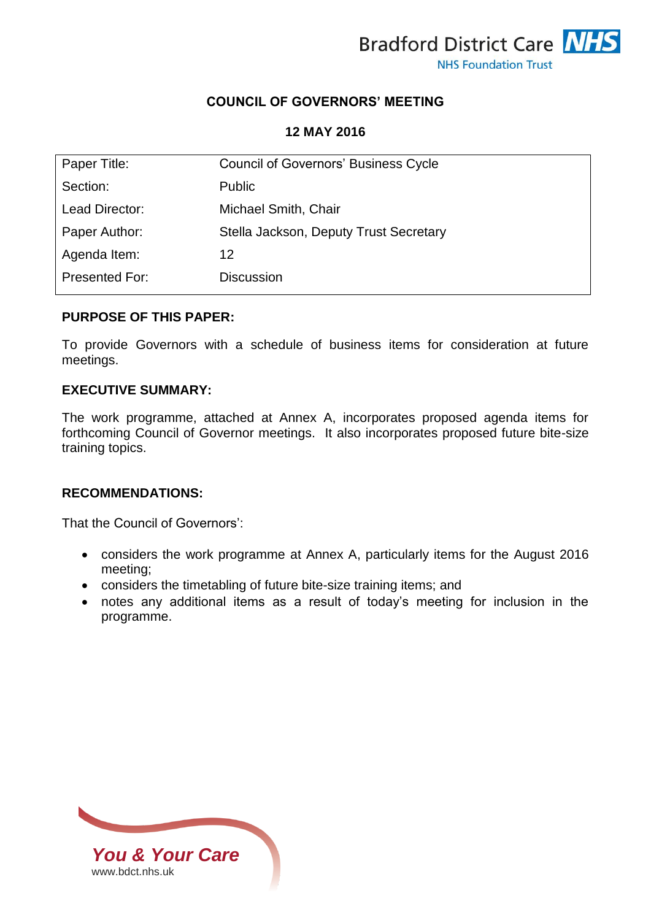Bradford District Care NHS Foundation Trust

# COUNCIL OF GOVERNORS' MEETING

## 12 MAY 2016

| Paper Title: | Council of Governors' Business Cycle |
|---|---|
| Section: | Public |
| Lead Director: | Michael Smith, Chair |
| Paper Author: | Stella Jackson, Deputy Trust Secretary |
| Agenda Item: | 12 |
| Presented For: | Discussion |

**PURPOSE OF THIS PAPER:**

To provide Governors with a schedule of business items for consideration at future meetings.

**EXECUTIVE SUMMARY:**

The work programme, attached at Annex A, incorporates proposed agenda items for forthcoming Council of Governor meetings. It also incorporates proposed future bite-size training topics.

**RECOMMENDATIONS:**

That the Council of Governors':

- considers the work programme at Annex A, particularly items for the August 2016 meeting;
- considers the timetabling of future bite-size training items; and
- notes any additional items as a result of today's meeting for inclusion in the programme.

*You & Your Care*
www.bdct.nhs.uk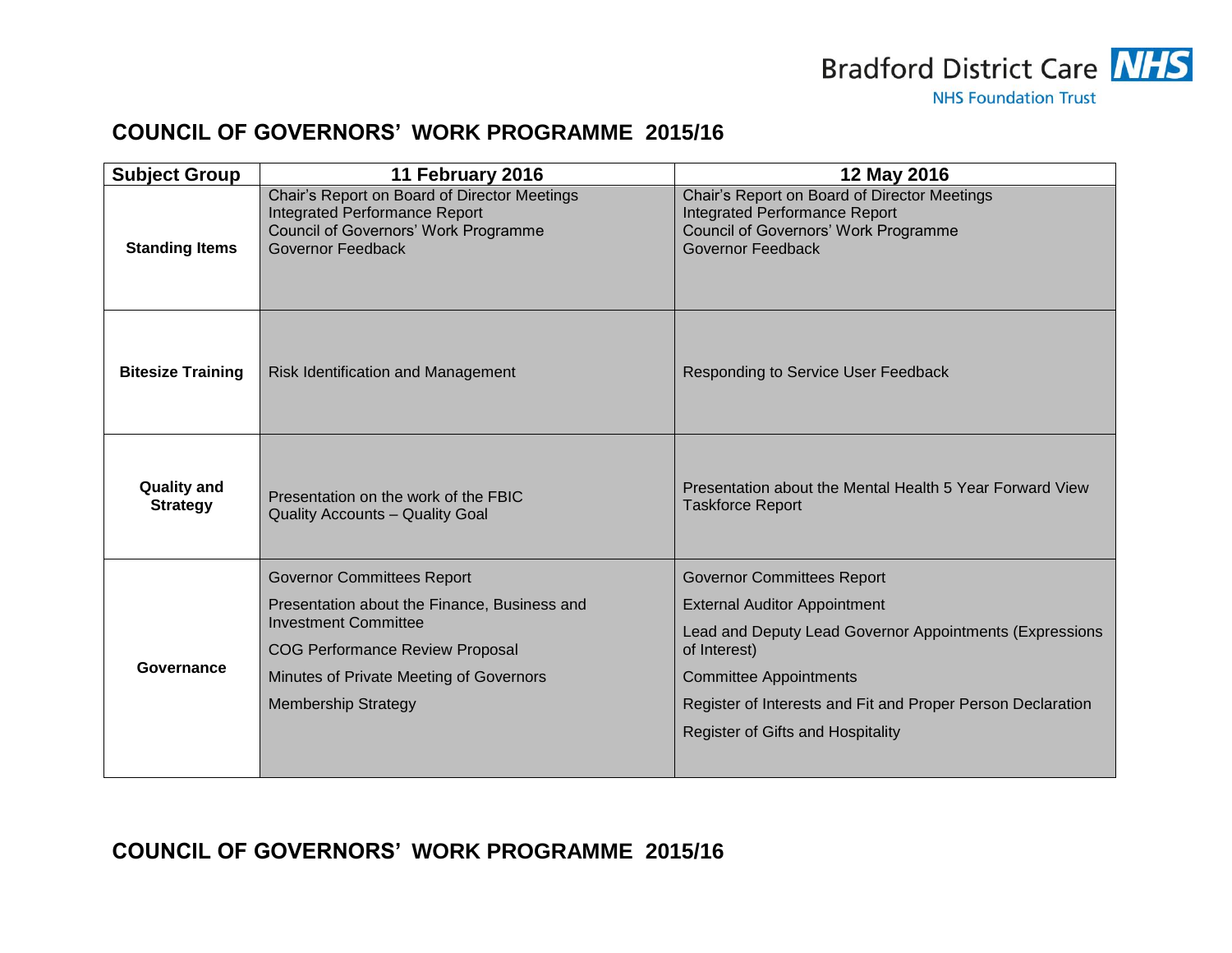## COUNCIL OF GOVERNORS' WORK PROGRAMME 2015/16

| Subject Group | 11 February 2016 | 12 May 2016 |
|---|---|---|
| **Standing Items** | Chair's Report on Board of Director Meetings<br>Integrated Performance Report<br>Council of Governors' Work Programme<br>Governor Feedback | Chair's Report on Board of Director Meetings<br>Integrated Performance Report<br>Council of Governors' Work Programme<br>Governor Feedback |
| **Bitesize Training** | Risk Identification and Management | Responding to Service User Feedback |
| **Quality and Strategy** | Presentation on the work of the FBIC<br>Quality Accounts – Quality Goal | Presentation about the Mental Health 5 Year Forward View Taskforce Report |
| **Governance** | Governor Committees Report<br>Presentation about the Finance, Business and Investment Committee<br>COG Performance Review Proposal<br>Minutes of Private Meeting of Governors<br>Membership Strategy | Governor Committees Report<br>External Auditor Appointment<br>Lead and Deputy Lead Governor Appointments (Expressions of Interest)<br>Committee Appointments<br>Register of Interests and Fit and Proper Person Declaration<br>Register of Gifts and Hospitality |

## COUNCIL OF GOVERNORS' WORK PROGRAMME 2015/16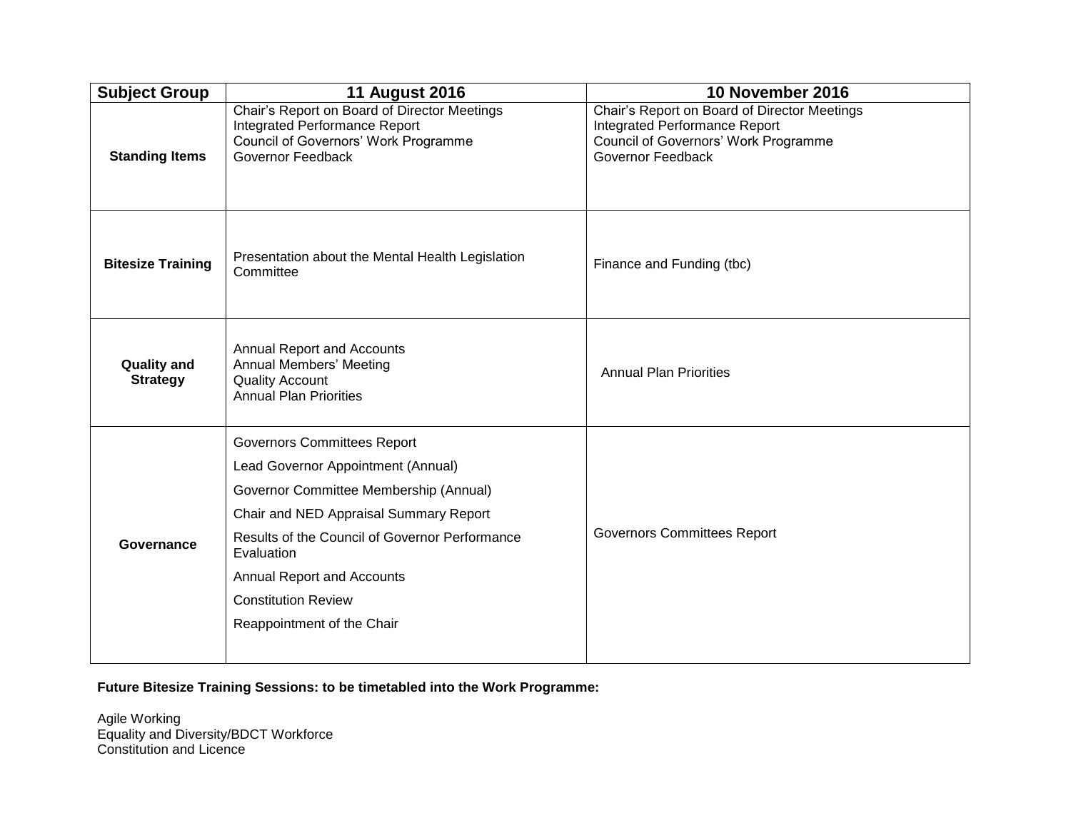| Subject Group | 11 August 2016 | 10 November 2016 |
|---|---|---|
| **Standing Items** | Chair's Report on Board of Director Meetings<br>Integrated Performance Report<br>Council of Governors' Work Programme<br>Governor Feedback | Chair's Report on Board of Director Meetings<br>Integrated Performance Report<br>Council of Governors' Work Programme<br>Governor Feedback |
| **Bitesize Training** | Presentation about the Mental Health Legislation Committee | Finance and Funding (tbc) |
| **Quality and Strategy** | Annual Report and Accounts<br>Annual Members' Meeting<br>Quality Account<br>Annual Plan Priorities | Annual Plan Priorities |
| **Governance** | Governors Committees Report<br>Lead Governor Appointment (Annual)<br>Governor Committee Membership (Annual)<br>Chair and NED Appraisal Summary Report<br>Results of the Council of Governor Performance Evaluation<br>Annual Report and Accounts<br>Constitution Review<br>Reappointment of the Chair | Governors Committees Report |

**Future Bitesize Training Sessions: to be timetabled into the Work Programme:**

Agile Working
Equality and Diversity/BDCT Workforce
Constitution and Licence